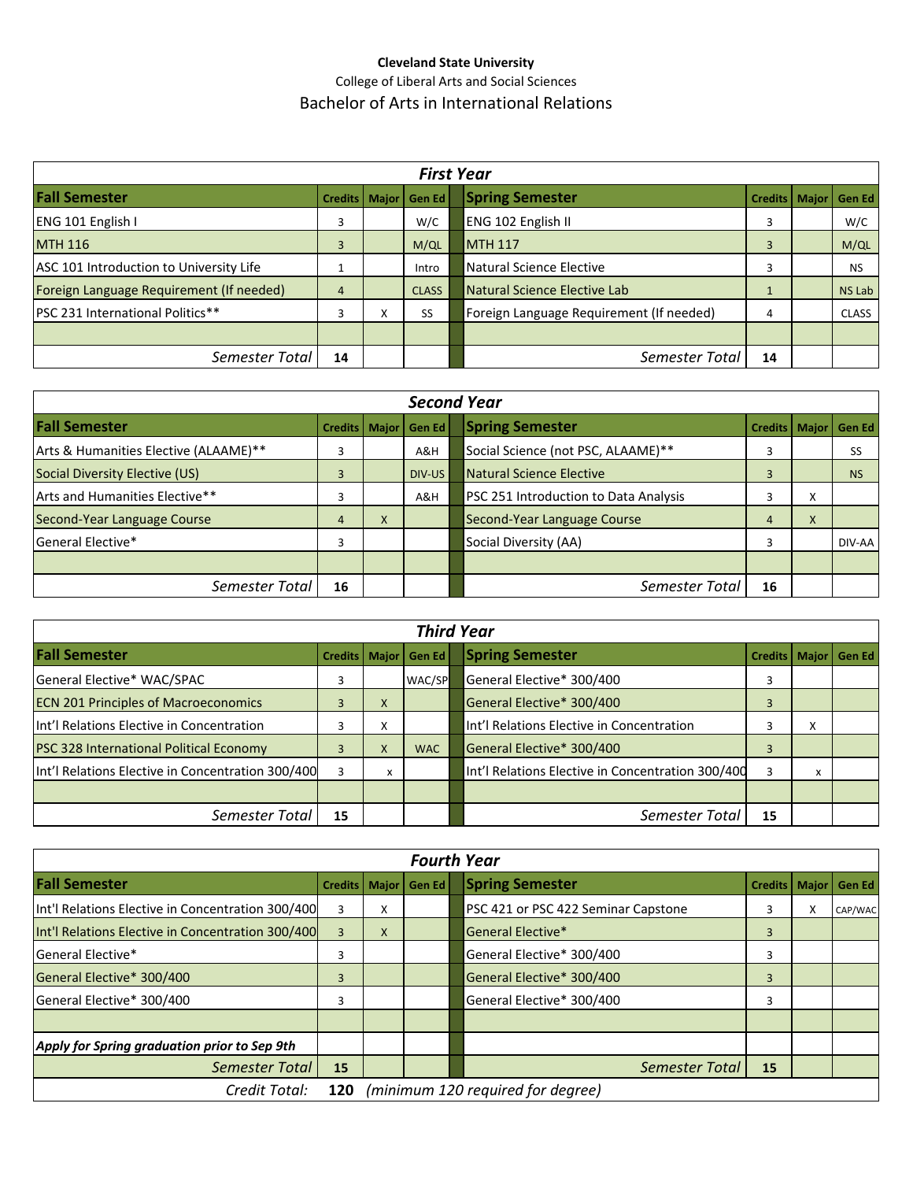**Cleveland State University**

College of Liberal Arts and Social Sciences

Bachelor of Arts in International Relations

| *First Year* | | | | | | | |
|---|---|---|---|---|---|---|---|
| **Fall Semester** | **Credits** | **Major** | **Gen Ed** | **Spring Semester** | **Credits** | **Major** | **Gen Ed** |
| ENG 101 English I | 3 | | W/C | ENG 102 English II | 3 | | W/C |
| MTH 116 | 3 | | M/QL | MTH 117 | 3 | | M/QL |
| ASC 101 Introduction to University Life | 1 | | Intro | Natural Science Elective | 3 | | NS |
| Foreign Language Requirement (If needed) | 4 | | CLASS | Natural Science Elective Lab | 1 | | NS Lab |
| PSC 231 International Politics** | 3 | X | SS | Foreign Language Requirement (If needed) | 4 | | CLASS |
| | | | | | | | |
| *Semester Total* | **14** | | | *Semester Total* | **14** | | |

| *Second Year* | | | | | | | |
|---|---|---|---|---|---|---|---|
| **Fall Semester** | **Credits** | **Major** | **Gen Ed** | **Spring Semester** | **Credits** | **Major** | **Gen Ed** |
| Arts & Humanities Elective (ALAAME)** | 3 | | A&H | Social Science (not PSC, ALAAME)** | 3 | | SS |
| Social Diversity Elective (US) | 3 | | DIV-US | Natural Science Elective | 3 | | NS |
| Arts and Humanities Elective** | 3 | | A&H | PSC 251 Introduction to Data Analysis | 3 | X | |
| Second-Year Language Course | 4 | X | | Second-Year Language Course | 4 | X | |
| General Elective* | 3 | | | Social Diversity (AA) | 3 | | DIV-AA |
| | | | | | | | |
| *Semester Total* | **16** | | | *Semester Total* | **16** | | |

| *Third Year* | | | | | | | |
|---|---|---|---|---|---|---|---|
| **Fall Semester** | **Credits** | **Major** | **Gen Ed** | **Spring Semester** | **Credits** | **Major** | **Gen Ed** |
| General Elective* WAC/SPAC | 3 | | WAC/SP | General Elective* 300/400 | 3 | | |
| ECN 201 Principles of Macroeconomics | 3 | X | | General Elective* 300/400 | 3 | | |
| Int'l Relations Elective in Concentration | 3 | X | | Int'l Relations Elective in Concentration | 3 | X | |
| PSC 328 International Political Economy | 3 | X | WAC | General Elective* 300/400 | 3 | | |
| Int'l Relations Elective in Concentration 300/400 | 3 | x | | Int'l Relations Elective in Concentration 300/400 | 3 | x | |
| | | | | | | | |
| *Semester Total* | **15** | | | *Semester Total* | **15** | | |

| *Fourth Year* | | | | | | | |
|---|---|---|---|---|---|---|---|
| **Fall Semester** | **Credits** | **Major** | **Gen Ed** | **Spring Semester** | **Credits** | **Major** | **Gen Ed** |
| Int'l Relations Elective in Concentration 300/400 | 3 | X | | PSC 421 or PSC 422 Seminar Capstone | 3 | X | CAP/WAC |
| Int'l Relations Elective in Concentration 300/400 | 3 | X | | General Elective* | 3 | | |
| General Elective* | 3 | | | General Elective* 300/400 | 3 | | |
| General Elective* 300/400 | 3 | | | General Elective* 300/400 | 3 | | |
| General Elective* 300/400 | 3 | | | General Elective* 300/400 | 3 | | |
| | | | | | | | |
| ***Apply for Spring graduation prior to Sep 9th*** | | | | | | | |
| *Semester Total* | **15** | | | *Semester Total* | **15** | | |
| *Credit Total:* | **120** | *(minimum 120 required for degree)* | | | | | |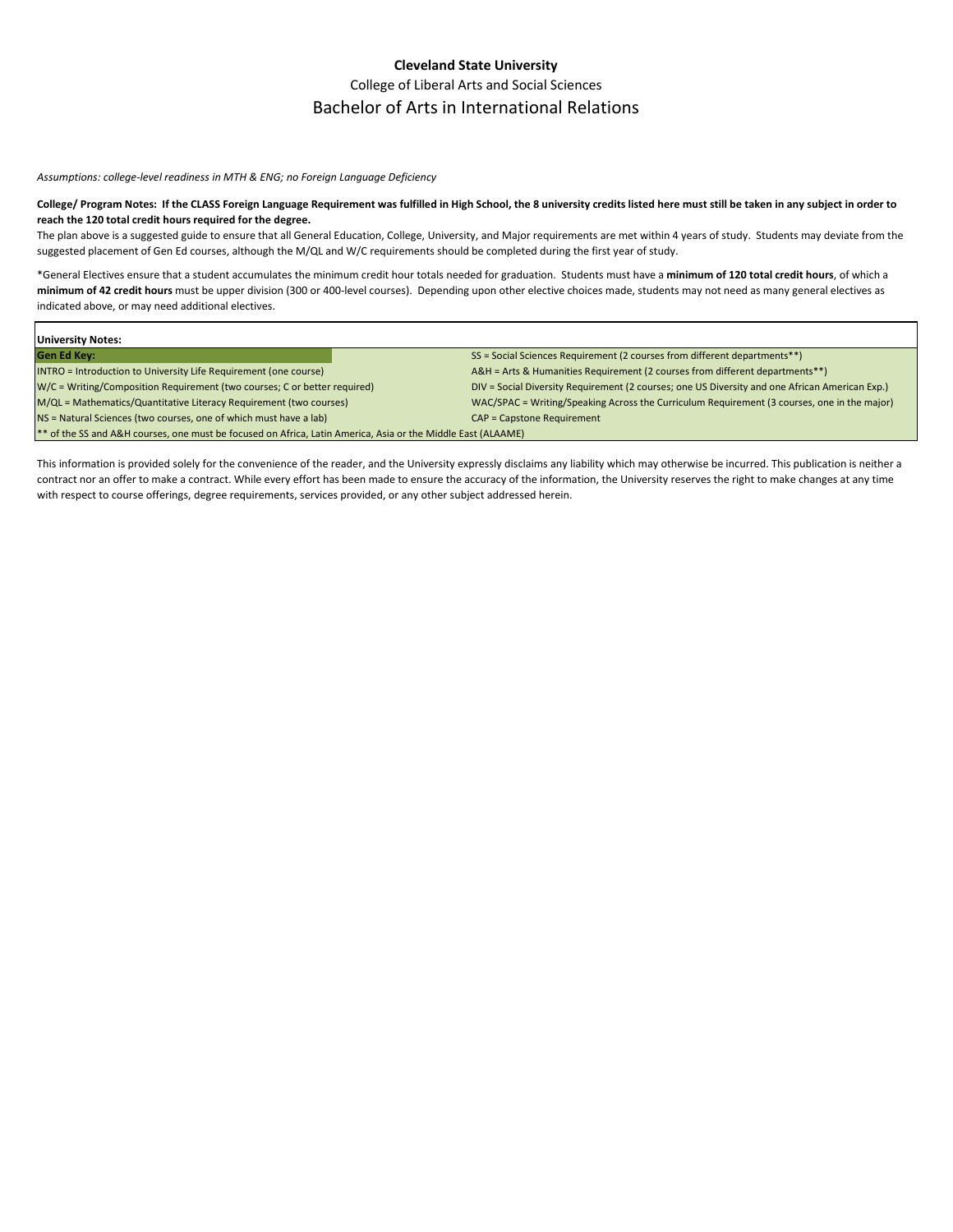**Cleveland State University**

College of Liberal Arts and Social Sciences

Bachelor of Arts in International Relations

*Assumptions: college-level readiness in MTH & ENG; no Foreign Language Deficiency*

**College/ Program Notes: If the CLASS Foreign Language Requirement was fulfilled in High School, the 8 university credits listed here must still be taken in any subject in order to reach the 120 total credit hours required for the degree.**

The plan above is a suggested guide to ensure that all General Education, College, University, and Major requirements are met within 4 years of study. Students may deviate from the suggested placement of Gen Ed courses, although the M/QL and W/C requirements should be completed during the first year of study.

*General Electives ensure that a student accumulates the minimum credit hour totals needed for graduation. Students must have a **minimum of 120 total credit hours**, of which a **minimum of 42 credit hours** must be upper division (300 or 400-level courses). Depending upon other elective choices made, students may not need as many general electives as indicated above, or may need additional electives.

| **University Notes:** | |
|---|---|
| **Gen Ed Key:** | SS = Social Sciences Requirement (2 courses from different departments**) |
| INTRO = Introduction to University Life Requirement (one course) | A&H = Arts & Humanities Requirement (2 courses from different departments**) |
| W/C = Writing/Composition Requirement (two courses; C or better required) | DIV = Social Diversity Requirement (2 courses; one US Diversity and one African American Exp.) |
| M/QL = Mathematics/Quantitative Literacy Requirement (two courses) | WAC/SPAC = Writing/Speaking Across the Curriculum Requirement (3 courses, one in the major) |
| NS = Natural Sciences (two courses, one of which must have a lab) | CAP = Capstone Requirement |
| ** of the SS and A&H courses, one must be focused on Africa, Latin America, Asia or the Middle East (ALAAME) | |

This information is provided solely for the convenience of the reader, and the University expressly disclaims any liability which may otherwise be incurred. This publication is neither a contract nor an offer to make a contract. While every effort has been made to ensure the accuracy of the information, the University reserves the right to make changes at any time with respect to course offerings, degree requirements, services provided, or any other subject addressed herein.